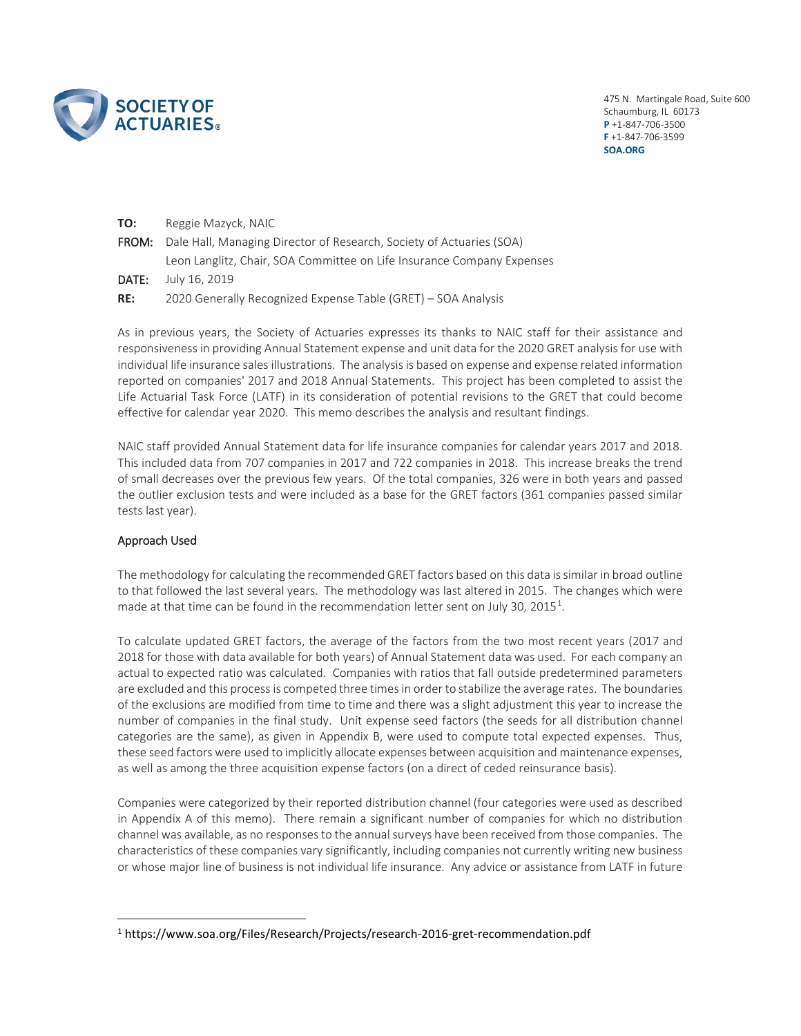**SOCIETY OF ACTUARIES®**

475 N. Martingale Road, Suite 600
Schaumburg, IL 60173
**P** +1-847-706-3500
**F** +1-847-706-3599
**SOA.ORG**

**TO:** Reggie Mazyck, NAIC

**FROM:** Dale Hall, Managing Director of Research, Society of Actuaries (SOA)
Leon Langlitz, Chair, SOA Committee on Life Insurance Company Expenses

**DATE:** July 16, 2019

**RE:** 2020 Generally Recognized Expense Table (GRET) – SOA Analysis

As in previous years, the Society of Actuaries expresses its thanks to NAIC staff for their assistance and responsiveness in providing Annual Statement expense and unit data for the 2020 GRET analysis for use with individual life insurance sales illustrations. The analysis is based on expense and expense related information reported on companies' 2017 and 2018 Annual Statements. This project has been completed to assist the Life Actuarial Task Force (LATF) in its consideration of potential revisions to the GRET that could become effective for calendar year 2020. This memo describes the analysis and resultant findings.

NAIC staff provided Annual Statement data for life insurance companies for calendar years 2017 and 2018. This included data from 707 companies in 2017 and 722 companies in 2018. This increase breaks the trend of small decreases over the previous few years. Of the total companies, 326 were in both years and passed the outlier exclusion tests and were included as a base for the GRET factors (361 companies passed similar tests last year).

## Approach Used

The methodology for calculating the recommended GRET factors based on this data is similar in broad outline to that followed the last several years. The methodology was last altered in 2015. The changes which were made at that time can be found in the recommendation letter sent on July 30, 2015[1].

To calculate updated GRET factors, the average of the factors from the two most recent years (2017 and 2018 for those with data available for both years) of Annual Statement data was used. For each company an actual to expected ratio was calculated. Companies with ratios that fall outside predetermined parameters are excluded and this process is competed three times in order to stabilize the average rates. The boundaries of the exclusions are modified from time to time and there was a slight adjustment this year to increase the number of companies in the final study. Unit expense seed factors (the seeds for all distribution channel categories are the same), as given in Appendix B, were used to compute total expected expenses. Thus, these seed factors were used to implicitly allocate expenses between acquisition and maintenance expenses, as well as among the three acquisition expense factors (on a direct of ceded reinsurance basis).

Companies were categorized by their reported distribution channel (four categories were used as described in Appendix A of this memo). There remain a significant number of companies for which no distribution channel was available, as no responses to the annual surveys have been received from those companies. The characteristics of these companies vary significantly, including companies not currently writing new business or whose major line of business is not individual life insurance. Any advice or assistance from LATF in future

[1] https://www.soa.org/Files/Research/Projects/research-2016-gret-recommendation.pdf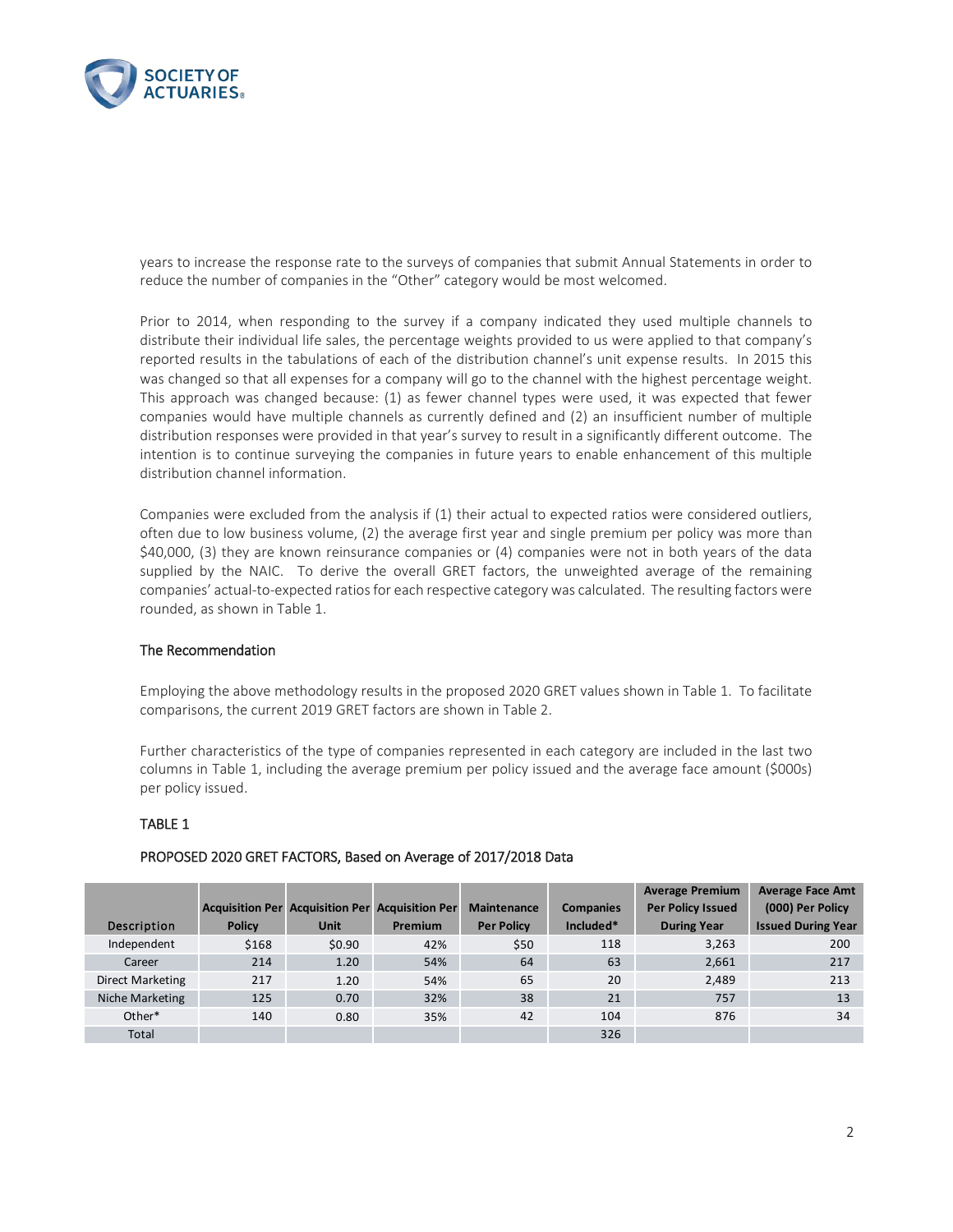years to increase the response rate to the surveys of companies that submit Annual Statements in order to reduce the number of companies in the "Other" category would be most welcomed.

Prior to 2014, when responding to the survey if a company indicated they used multiple channels to distribute their individual life sales, the percentage weights provided to us were applied to that company's reported results in the tabulations of each of the distribution channel's unit expense results. In 2015 this was changed so that all expenses for a company will go to the channel with the highest percentage weight. This approach was changed because: (1) as fewer channel types were used, it was expected that fewer companies would have multiple channels as currently defined and (2) an insufficient number of multiple distribution responses were provided in that year's survey to result in a significantly different outcome. The intention is to continue surveying the companies in future years to enable enhancement of this multiple distribution channel information.

Companies were excluded from the analysis if (1) their actual to expected ratios were considered outliers, often due to low business volume, (2) the average first year and single premium per policy was more than \$40,000, (3) they are known reinsurance companies or (4) companies were not in both years of the data supplied by the NAIC. To derive the overall GRET factors, the unweighted average of the remaining companies' actual-to-expected ratios for each respective category was calculated. The resulting factors were rounded, as shown in Table 1.

## The Recommendation

Employing the above methodology results in the proposed 2020 GRET values shown in Table 1. To facilitate comparisons, the current 2019 GRET factors are shown in Table 2.

Further characteristics of the type of companies represented in each category are included in the last two columns in Table 1, including the average premium per policy issued and the average face amount (\$000s) per policy issued.

### TABLE 1

PROPOSED 2020 GRET FACTORS, Based on Average of 2017/2018 Data

| Description | Acquisition Per Policy | Acquisition Per Unit | Acquisition Per Premium | Maintenance Per Policy | Companies Included* | Average Premium Per Policy Issued During Year | Average Face Amt (000) Per Policy Issued During Year |
|---|---|---|---|---|---|---|---|
| Independent | \$168 | \$0.90 | 42% | \$50 | 118 | 3,263 | 200 |
| Career | 214 | 1.20 | 54% | 64 | 63 | 2,661 | 217 |
| Direct Marketing | 217 | 1.20 | 54% | 65 | 20 | 2,489 | 213 |
| Niche Marketing | 125 | 0.70 | 32% | 38 | 21 | 757 | 13 |
| Other* | 140 | 0.80 | 35% | 42 | 104 | 876 | 34 |
| Total | | | | | 326 | | |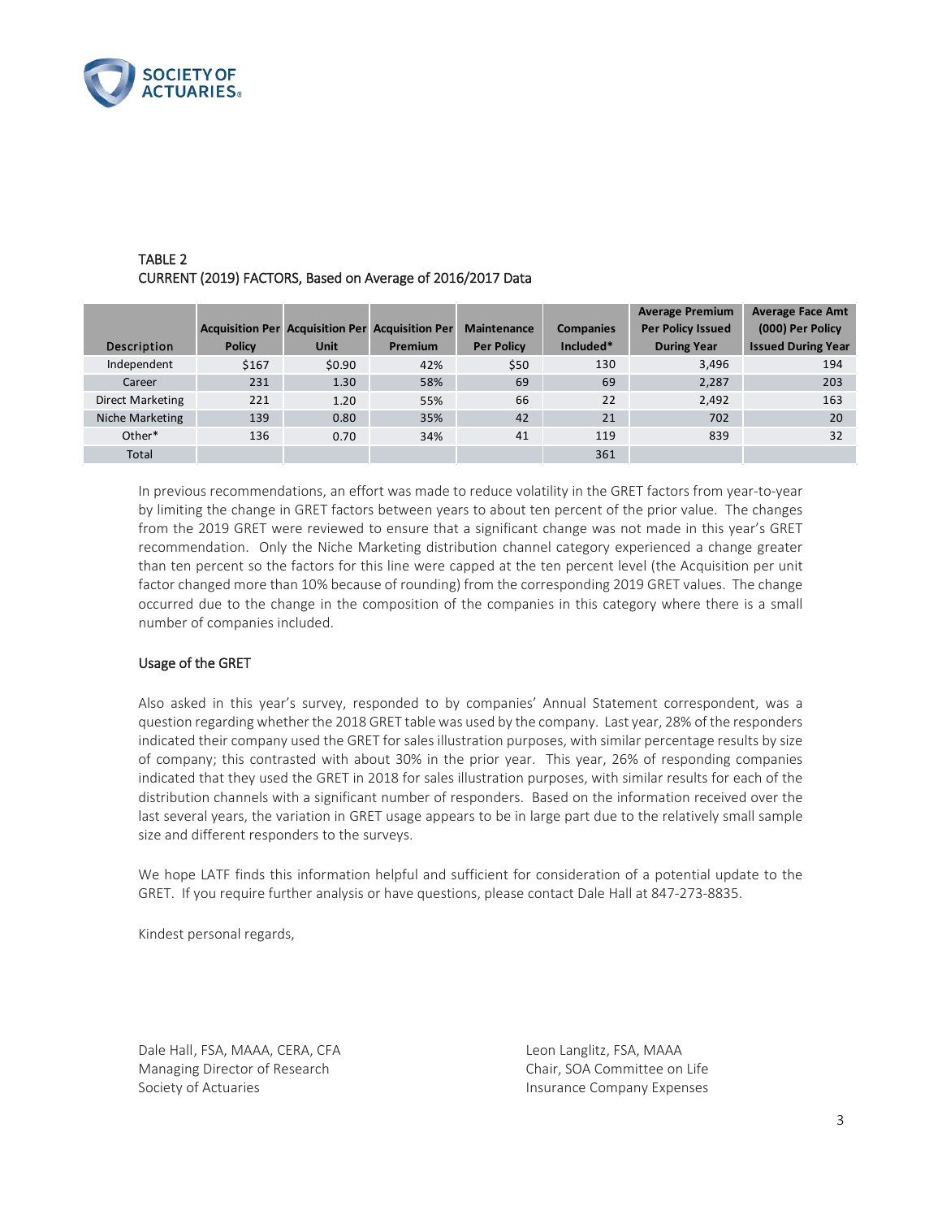TABLE 2
CURRENT (2019) FACTORS, Based on Average of 2016/2017 Data

| Description | Acquisition Per Policy | Acquisition Per Unit | Acquisition Per Premium | Maintenance Per Policy | Companies Included* | Average Premium Per Policy Issued During Year | Average Face Amt (000) Per Policy Issued During Year |
|---|---|---|---|---|---|---|---|
| Independent | $167 | $0.90 | 42% | $50 | 130 | 3,496 | 194 |
| Career | 231 | 1.30 | 58% | 69 | 69 | 2,287 | 203 |
| Direct Marketing | 221 | 1.20 | 55% | 66 | 22 | 2,492 | 163 |
| Niche Marketing | 139 | 0.80 | 35% | 42 | 21 | 702 | 20 |
| Other* | 136 | 0.70 | 34% | 41 | 119 | 839 | 32 |
| Total | | | | | 361 | | |

In previous recommendations, an effort was made to reduce volatility in the GRET factors from year-to-year by limiting the change in GRET factors between years to about ten percent of the prior value. The changes from the 2019 GRET were reviewed to ensure that a significant change was not made in this year's GRET recommendation. Only the Niche Marketing distribution channel category experienced a change greater than ten percent so the factors for this line were capped at the ten percent level (the Acquisition per unit factor changed more than 10% because of rounding) from the corresponding 2019 GRET values. The change occurred due to the change in the composition of the companies in this category where there is a small number of companies included.

## Usage of the GRET

Also asked in this year's survey, responded to by companies' Annual Statement correspondent, was a question regarding whether the 2018 GRET table was used by the company. Last year, 28% of the responders indicated their company used the GRET for sales illustration purposes, with similar percentage results by size of company; this contrasted with about 30% in the prior year. This year, 26% of responding companies indicated that they used the GRET in 2018 for sales illustration purposes, with similar results for each of the distribution channels with a significant number of responders. Based on the information received over the last several years, the variation in GRET usage appears to be in large part due to the relatively small sample size and different responders to the surveys.

We hope LATF finds this information helpful and sufficient for consideration of a potential update to the GRET. If you require further analysis or have questions, please contact Dale Hall at 847-273-8835.

Kindest personal regards,

Dale Hall, FSA, MAAA, CERA, CFA
Managing Director of Research
Society of Actuaries

Leon Langlitz, FSA, MAAA
Chair, SOA Committee on Life Insurance Company Expenses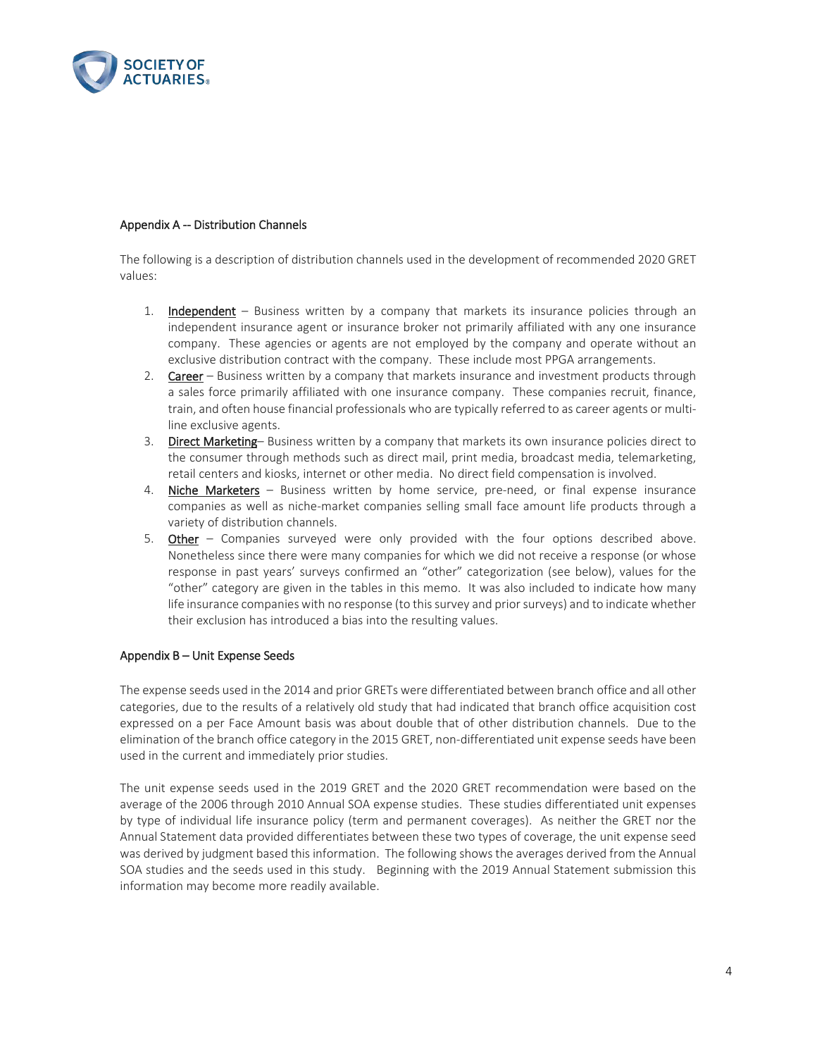## Appendix A -- Distribution Channels

The following is a description of distribution channels used in the development of recommended 2020 GRET values:

1. <u>Independent</u> – Business written by a company that markets its insurance policies through an independent insurance agent or insurance broker not primarily affiliated with any one insurance company. These agencies or agents are not employed by the company and operate without an exclusive distribution contract with the company. These include most PPGA arrangements.
2. <u>Career</u> – Business written by a company that markets insurance and investment products through a sales force primarily affiliated with one insurance company. These companies recruit, finance, train, and often house financial professionals who are typically referred to as career agents or multi-line exclusive agents.
3. <u>Direct Marketing</u>– Business written by a company that markets its own insurance policies direct to the consumer through methods such as direct mail, print media, broadcast media, telemarketing, retail centers and kiosks, internet or other media. No direct field compensation is involved.
4. <u>Niche Marketers</u> – Business written by home service, pre-need, or final expense insurance companies as well as niche-market companies selling small face amount life products through a variety of distribution channels.
5. <u>Other</u> – Companies surveyed were only provided with the four options described above. Nonetheless since there were many companies for which we did not receive a response (or whose response in past years' surveys confirmed an "other" categorization (see below), values for the "other" category are given in the tables in this memo. It was also included to indicate how many life insurance companies with no response (to this survey and prior surveys) and to indicate whether their exclusion has introduced a bias into the resulting values.

## Appendix B – Unit Expense Seeds

The expense seeds used in the 2014 and prior GRETs were differentiated between branch office and all other categories, due to the results of a relatively old study that had indicated that branch office acquisition cost expressed on a per Face Amount basis was about double that of other distribution channels. Due to the elimination of the branch office category in the 2015 GRET, non-differentiated unit expense seeds have been used in the current and immediately prior studies.

The unit expense seeds used in the 2019 GRET and the 2020 GRET recommendation were based on the average of the 2006 through 2010 Annual SOA expense studies. These studies differentiated unit expenses by type of individual life insurance policy (term and permanent coverages). As neither the GRET nor the Annual Statement data provided differentiates between these two types of coverage, the unit expense seed was derived by judgment based this information. The following shows the averages derived from the Annual SOA studies and the seeds used in this study. Beginning with the 2019 Annual Statement submission this information may become more readily available.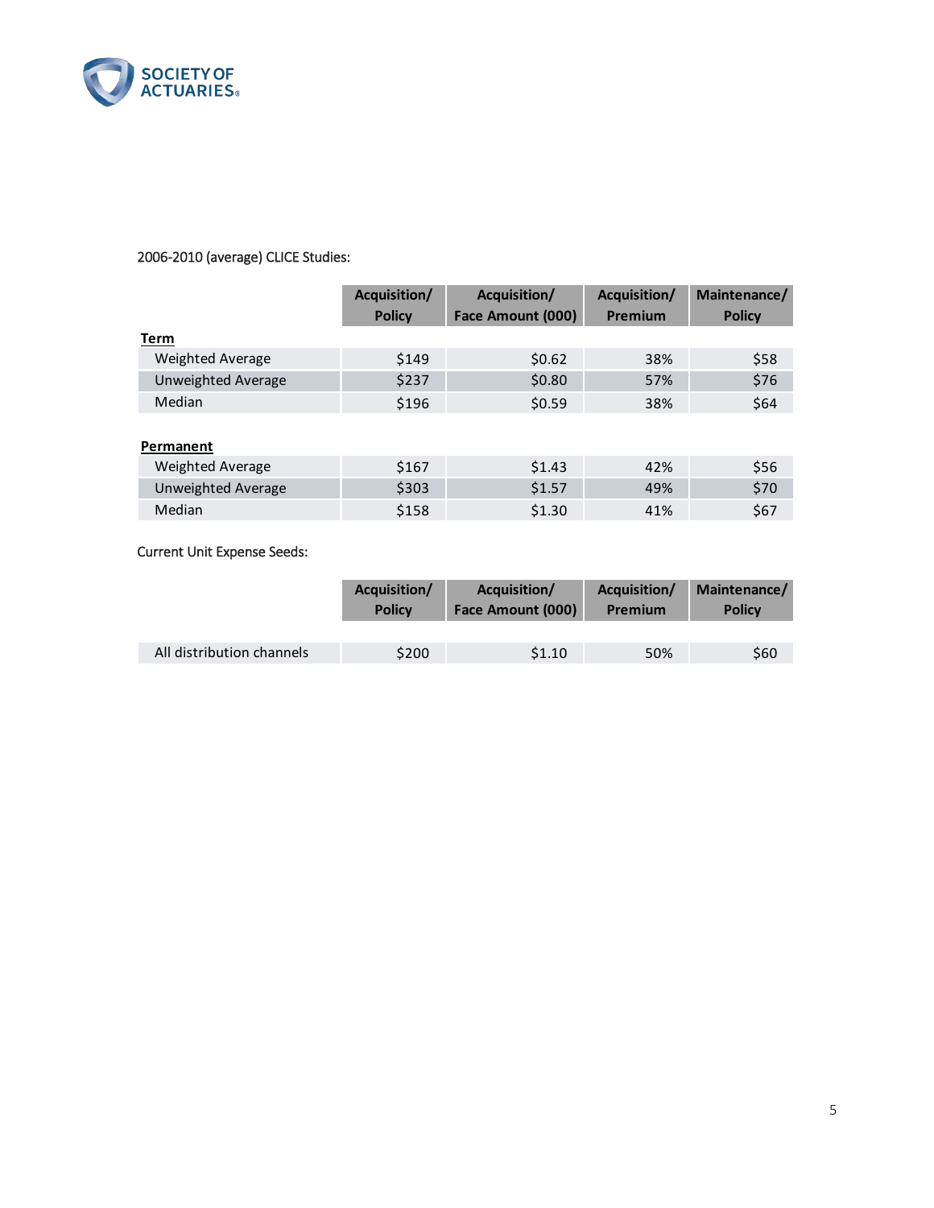2006-2010 (average) CLICE Studies:

| | Acquisition/ Policy | Acquisition/ Face Amount (000) | Acquisition/ Premium | Maintenance/ Policy |
|---|---|---|---|---|
| **Term** | | | | |
| Weighted Average | $149 | $0.62 | 38% | $58 |
| Unweighted Average | $237 | $0.80 | 57% | $76 |
| Median | $196 | $0.59 | 38% | $64 |
| | | | | |
| **Permanent** | | | | |
| Weighted Average | $167 | $1.43 | 42% | $56 |
| Unweighted Average | $303 | $1.57 | 49% | $70 |
| Median | $158 | $1.30 | 41% | $67 |

Current Unit Expense Seeds:

| | Acquisition/ Policy | Acquisition/ Face Amount (000) | Acquisition/ Premium | Maintenance/ Policy |
|---|---|---|---|---|
| All distribution channels | $200 | $1.10 | 50% | $60 |